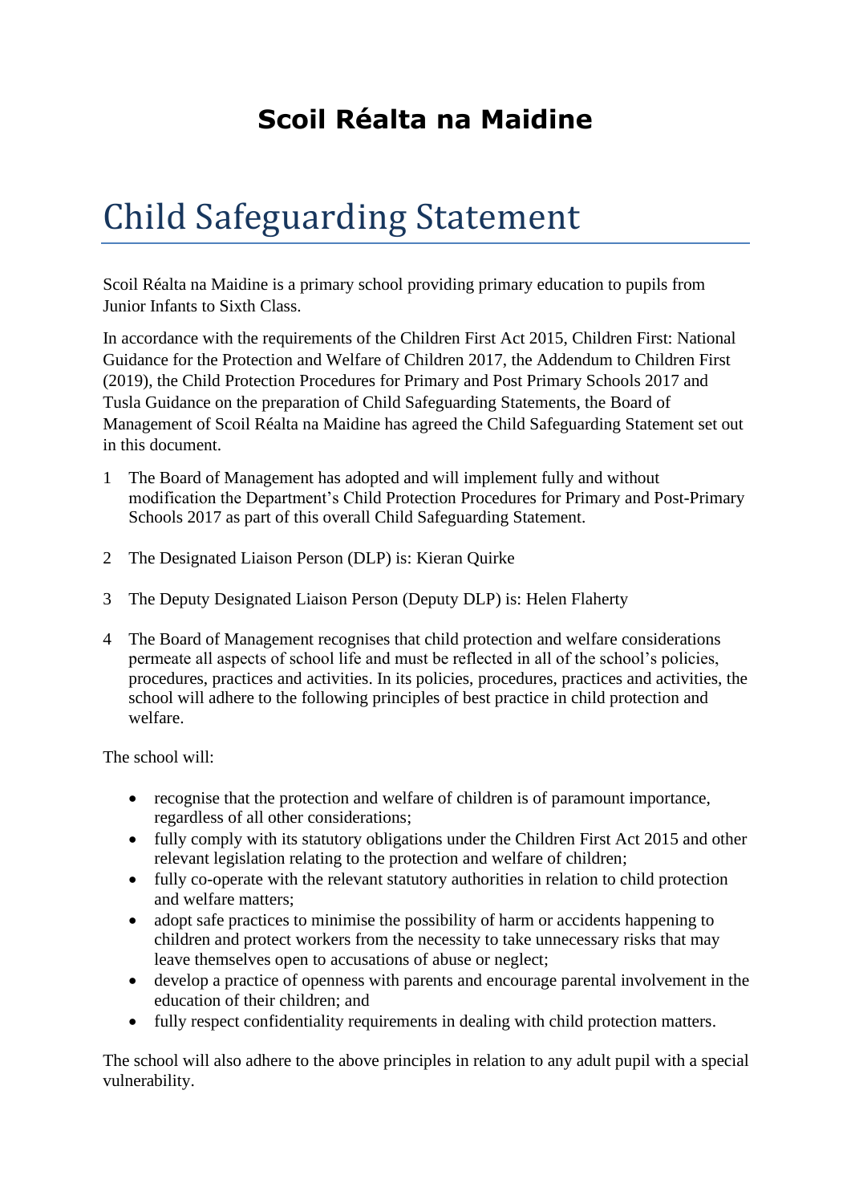# Scoil Réalta na Maidine

## Child Safeguarding Statement

Scoil Réalta na Maidine is a primary school providing primary education to pupils from Junior Infants to Sixth Class.

In accordance with the requirements of the Children First Act 2015, Children First: National Guidance for the Protection and Welfare of Children 2017, the Addendum to Children First (2019), the Child Protection Procedures for Primary and Post Primary Schools 2017 and Tusla Guidance on the preparation of Child Safeguarding Statements, the Board of Management of Scoil Réalta na Maidine has agreed the Child Safeguarding Statement set out in this document.

1 The Board of Management has adopted and will implement fully and without modification the Department's Child Protection Procedures for Primary and Post-Primary Schools 2017 as part of this overall Child Safeguarding Statement.

2 The Designated Liaison Person (DLP) is: Kieran Quirke

3 The Deputy Designated Liaison Person (Deputy DLP) is: Helen Flaherty

4 The Board of Management recognises that child protection and welfare considerations permeate all aspects of school life and must be reflected in all of the school's policies, procedures, practices and activities. In its policies, procedures, practices and activities, the school will adhere to the following principles of best practice in child protection and welfare.

The school will:

- recognise that the protection and welfare of children is of paramount importance, regardless of all other considerations;
- fully comply with its statutory obligations under the Children First Act 2015 and other relevant legislation relating to the protection and welfare of children;
- fully co-operate with the relevant statutory authorities in relation to child protection and welfare matters;
- adopt safe practices to minimise the possibility of harm or accidents happening to children and protect workers from the necessity to take unnecessary risks that may leave themselves open to accusations of abuse or neglect;
- develop a practice of openness with parents and encourage parental involvement in the education of their children; and
- fully respect confidentiality requirements in dealing with child protection matters.

The school will also adhere to the above principles in relation to any adult pupil with a special vulnerability.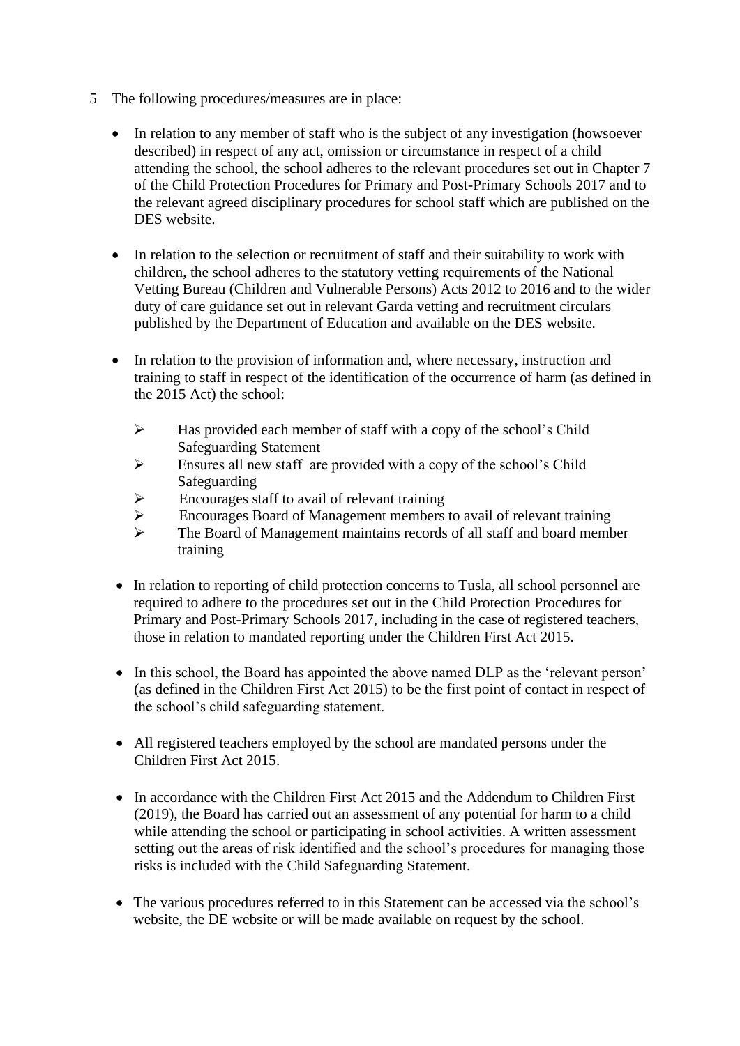5. The following procedures/measures are in place:

- In relation to any member of staff who is the subject of any investigation (howsoever described) in respect of any act, omission or circumstance in respect of a child attending the school, the school adheres to the relevant procedures set out in Chapter 7 of the Child Protection Procedures for Primary and Post-Primary Schools 2017 and to the relevant agreed disciplinary procedures for school staff which are published on the DES website.

- In relation to the selection or recruitment of staff and their suitability to work with children, the school adheres to the statutory vetting requirements of the National Vetting Bureau (Children and Vulnerable Persons) Acts 2012 to 2016 and to the wider duty of care guidance set out in relevant Garda vetting and recruitment circulars published by the Department of Education and available on the DES website.

- In relation to the provision of information and, where necessary, instruction and training to staff in respect of the identification of the occurrence of harm (as defined in the 2015 Act) the school:

  - Has provided each member of staff with a copy of the school's Child Safeguarding Statement
  - Ensures all new staff are provided with a copy of the school's Child Safeguarding
  - Encourages staff to avail of relevant training
  - Encourages Board of Management members to avail of relevant training
  - The Board of Management maintains records of all staff and board member training

- In relation to reporting of child protection concerns to Tusla, all school personnel are required to adhere to the procedures set out in the Child Protection Procedures for Primary and Post-Primary Schools 2017, including in the case of registered teachers, those in relation to mandated reporting under the Children First Act 2015.

- In this school, the Board has appointed the above named DLP as the 'relevant person' (as defined in the Children First Act 2015) to be the first point of contact in respect of the school's child safeguarding statement.

- All registered teachers employed by the school are mandated persons under the Children First Act 2015.

- In accordance with the Children First Act 2015 and the Addendum to Children First (2019), the Board has carried out an assessment of any potential for harm to a child while attending the school or participating in school activities. A written assessment setting out the areas of risk identified and the school's procedures for managing those risks is included with the Child Safeguarding Statement.

- The various procedures referred to in this Statement can be accessed via the school's website, the DE website or will be made available on request by the school.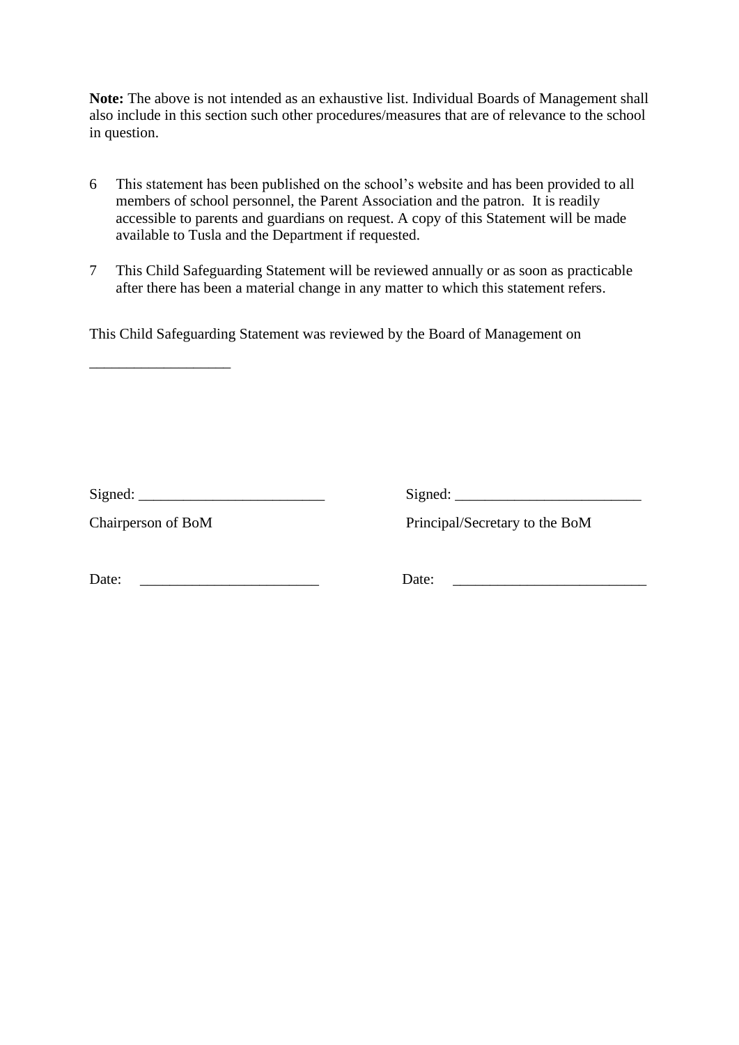**Note:** The above is not intended as an exhaustive list. Individual Boards of Management shall also include in this section such other procedures/measures that are of relevance to the school in question.

6 This statement has been published on the school's website and has been provided to all members of school personnel, the Parent Association and the patron. It is readily accessible to parents and guardians on request. A copy of this Statement will be made available to Tusla and the Department if requested.

7 This Child Safeguarding Statement will be reviewed annually or as soon as practicable after there has been a material change in any matter to which this statement refers.

This Child Safeguarding Statement was reviewed by the Board of Management on

___________________

| | |
|---|---|
| Signed: _________________________ | Signed: _________________________ |
| Chairperson of BoM | Principal/Secretary to the BoM |
| Date: ________________________ | Date: __________________________ |